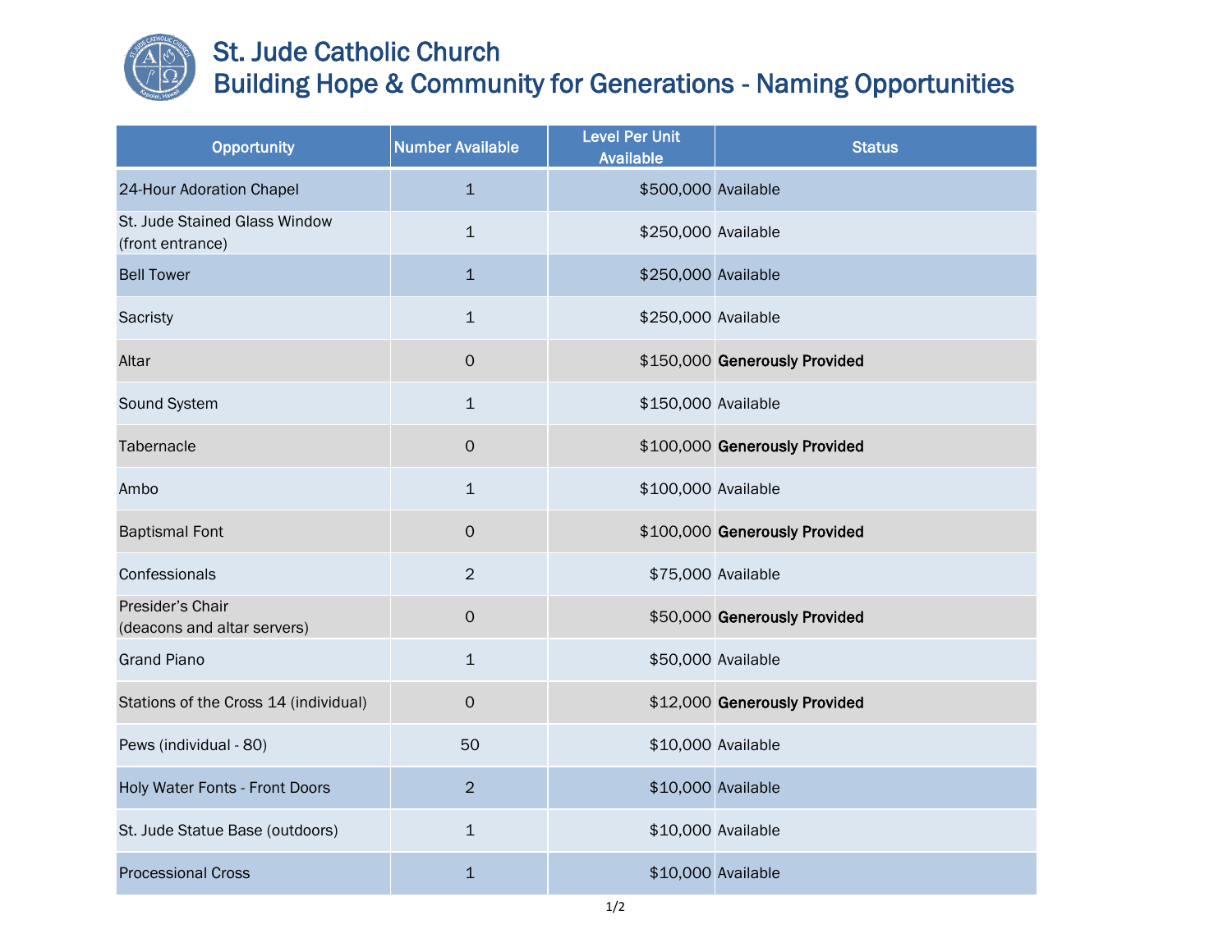# St. Jude Catholic Church
## Building Hope & Community for Generations - Naming Opportunities

| Opportunity | Number Available | Level Per Unit Available | Status |
|---|---|---|---|
| 24-Hour Adoration Chapel | 1 | $500,000 | Available |
| St. Jude Stained Glass Window (front entrance) | 1 | $250,000 | Available |
| Bell Tower | 1 | $250,000 | Available |
| Sacristy | 1 | $250,000 | Available |
| Altar | 0 | $150,000 | **Generously Provided** |
| Sound System | 1 | $150,000 | Available |
| Tabernacle | 0 | $100,000 | **Generously Provided** |
| Ambo | 1 | $100,000 | Available |
| Baptismal Font | 0 | $100,000 | **Generously Provided** |
| Confessionals | 2 | $75,000 | Available |
| Presider's Chair (deacons and altar servers) | 0 | $50,000 | **Generously Provided** |
| Grand Piano | 1 | $50,000 | Available |
| Stations of the Cross 14 (individual) | 0 | $12,000 | **Generously Provided** |
| Pews (individual - 80) | 50 | $10,000 | Available |
| Holy Water Fonts - Front Doors | 2 | $10,000 | Available |
| St. Jude Statue Base (outdoors) | 1 | $10,000 | Available |
| Processional Cross | 1 | $10,000 | Available |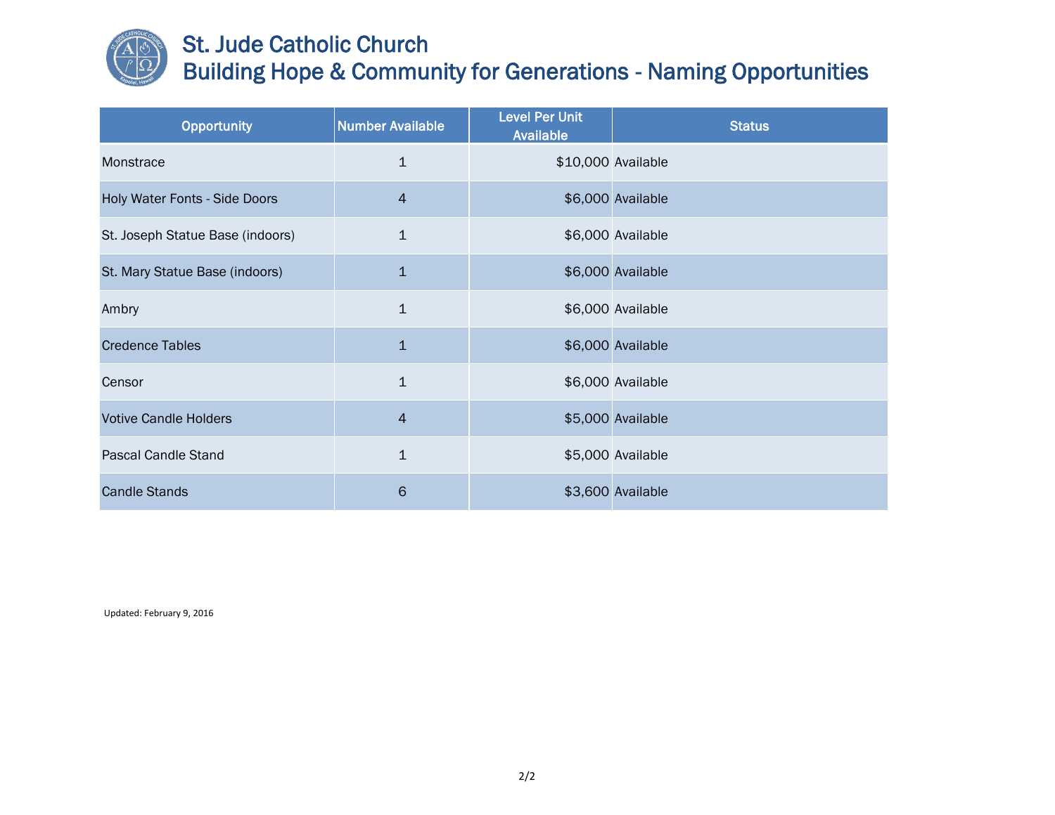# St. Jude Catholic Church
## Building Hope & Community for Generations - Naming Opportunities

| Opportunity | Number Available | Level Per Unit Available | Status |
|---|---|---|---|
| Monstrace | 1 | $10,000 | Available |
| Holy Water Fonts - Side Doors | 4 | $6,000 | Available |
| St. Joseph Statue Base (indoors) | 1 | $6,000 | Available |
| St. Mary Statue Base (indoors) | 1 | $6,000 | Available |
| Ambry | 1 | $6,000 | Available |
| Credence Tables | 1 | $6,000 | Available |
| Censor | 1 | $6,000 | Available |
| Votive Candle Holders | 4 | $5,000 | Available |
| Pascal Candle Stand | 1 | $5,000 | Available |
| Candle Stands | 6 | $3,600 | Available |

Updated: February 9, 2016